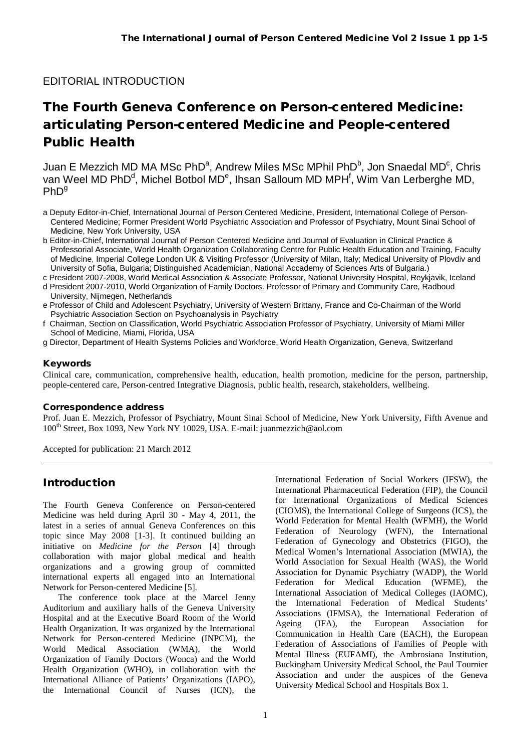EDITORIAL INTRODUCTION

# The Fourth Geneva Conference on Person-centered Medicine: articulating Person-centered Medicine and People-centered Public Health

Juan E Mezzich MD MA MSc PhD[a], Andrew Miles MSc MPhil PhD[b], Jon Snaedal MD[c], Chris van Weel MD PhD[d], Michel Botbol MD[e], Ihsan Salloum MD MPH[f], Wim Van Lerberghe MD, PhD[g]

a Deputy Editor-in-Chief, International Journal of Person Centered Medicine, President, International College of Person-Centered Medicine; Former President World Psychiatric Association and Professor of Psychiatry, Mount Sinai School of Medicine, New York University, USA

b Editor-in-Chief, International Journal of Person Centered Medicine and Journal of Evaluation in Clinical Practice & Professorial Associate, World Health Organization Collaborating Centre for Public Health Education and Training, Faculty of Medicine, Imperial College London UK & Visiting Professor (University of Milan, Italy; Medical University of Plovdiv and University of Sofia, Bulgaria; Distinguished Academician, National Accademy of Sciences Arts of Bulgaria.)

c President 2007-2008, World Medical Association & Associate Professor, National University Hospital, Reykjavik, Iceland

d President 2007-2010, World Organization of Family Doctors. Professor of Primary and Community Care, Radboud University, Nijmegen, Netherlands

e Professor of Child and Adolescent Psychiatry, University of Western Brittany, France and Co-Chairman of the World Psychiatric Association Section on Psychoanalysis in Psychiatry

f Chairman, Section on Classification, World Psychiatric Association Professor of Psychiatry, University of Miami Miller School of Medicine, Miami, Florida, USA

g Director, Department of Health Systems Policies and Workforce, World Health Organization, Geneva, Switzerland

### Keywords

Clinical care, communication, comprehensive health, education, health promotion, medicine for the person, partnership, people-centered care, Person-centred Integrative Diagnosis, public health, research, stakeholders, wellbeing.

### Correspondence address

Prof. Juan E. Mezzich, Professor of Psychiatry, Mount Sinai School of Medicine, New York University, Fifth Avenue and 100th Street, Box 1093, New York NY 10029, USA. E-mail: juanmezzich@aol.com

Accepted for publication: 21 March 2012

## Introduction

The Fourth Geneva Conference on Person-centered Medicine was held during April 30 - May 4, 2011, the latest in a series of annual Geneva Conferences on this topic since May 2008 [1-3]. It continued building an initiative on *Medicine for the Person* [4] through collaboration with major global medical and health organizations and a growing group of committed international experts all engaged into an International Network for Person-centered Medicine [5].

The conference took place at the Marcel Jenny Auditorium and auxiliary halls of the Geneva University Hospital and at the Executive Board Room of the World Health Organization. It was organized by the International Network for Person-centered Medicine (INPCM), the World Medical Association (WMA), the World Organization of Family Doctors (Wonca) and the World Health Organization (WHO), in collaboration with the International Alliance of Patients' Organizations (IAPO), the International Council of Nurses (ICN), the International Federation of Social Workers (IFSW), the International Pharmaceutical Federation (FIP), the Council for International Organizations of Medical Sciences (CIOMS), the International College of Surgeons (ICS), the World Federation for Mental Health (WFMH), the World Federation of Neurology (WFN), the International Federation of Gynecology and Obstetrics (FIGO), the Medical Women's International Association (MWIA), the World Association for Sexual Health (WAS), the World Association for Dynamic Psychiatry (WADP), the World Federation for Medical Education (WFME), the International Association of Medical Colleges (IAOMC), the International Federation of Medical Students' Associations (IFMSA), the International Federation of Ageing (IFA), the European Association for Communication in Health Care (EACH), the European Federation of Associations of Families of People with Mental Illness (EUFAMI), the Ambrosiana Institution, Buckingham University Medical School, the Paul Tournier Association and under the auspices of the Geneva University Medical School and Hospitals Box 1.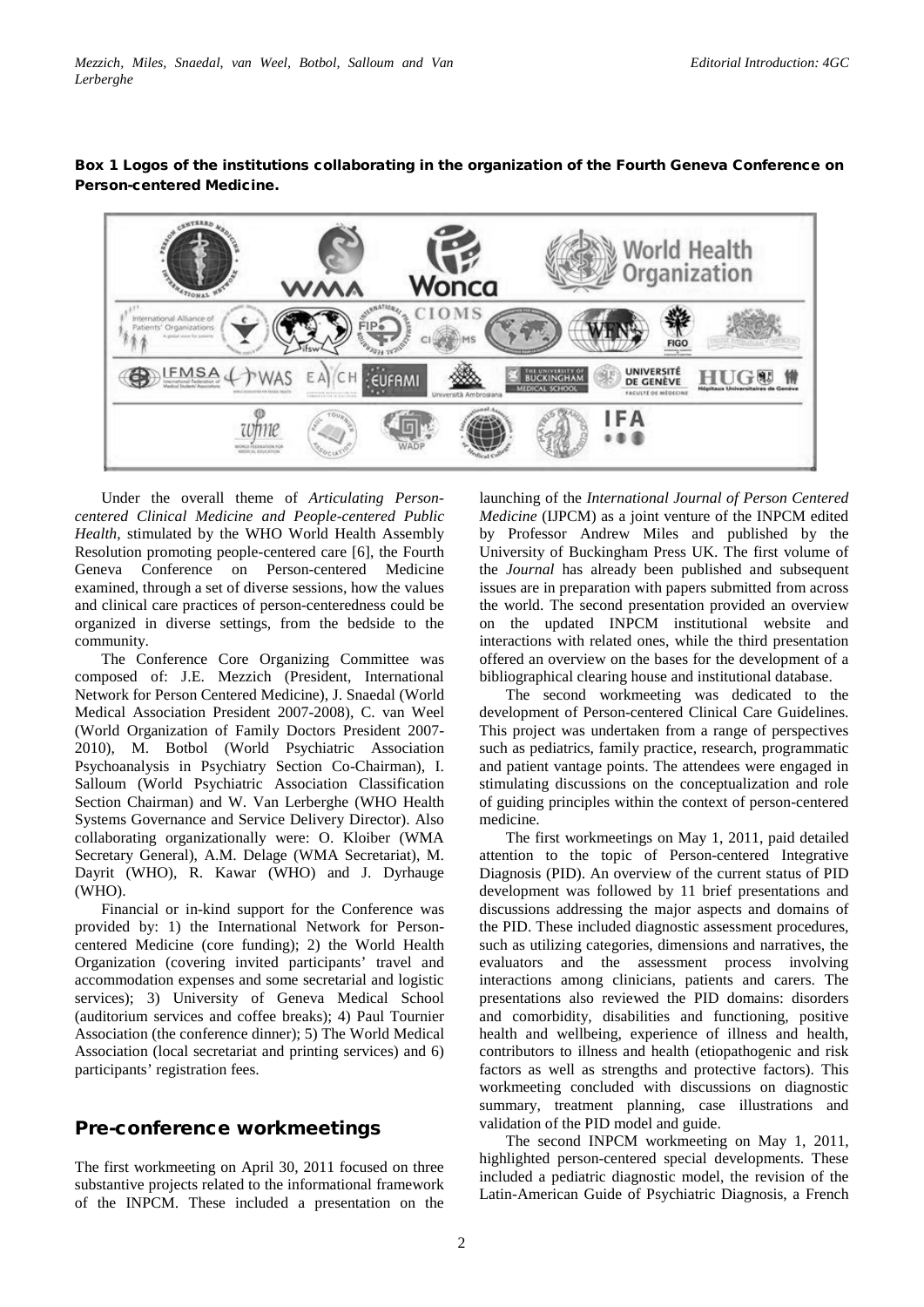**Box 1 Logos of the institutions collaborating in the organization of the Fourth Geneva Conference on Person-centered Medicine.**

Under the overall theme of *Articulating Person-centered Clinical Medicine and People-centered Public Health*, stimulated by the WHO World Health Assembly Resolution promoting people-centered care [6], the Fourth Geneva Conference on Person-centered Medicine examined, through a set of diverse sessions, how the values and clinical care practices of person-centeredness could be organized in diverse settings, from the bedside to the community.

The Conference Core Organizing Committee was composed of: J.E. Mezzich (President, International Network for Person Centered Medicine), J. Snaedal (World Medical Association President 2007-2008), C. van Weel (World Organization of Family Doctors President 2007-2010), M. Botbol (World Psychiatric Association Psychoanalysis in Psychiatry Section Co-Chairman), I. Salloum (World Psychiatric Association Classification Section Chairman) and W. Van Lerberghe (WHO Health Systems Governance and Service Delivery Director). Also collaborating organizationally were: O. Kloiber (WMA Secretary General), A.M. Delage (WMA Secretariat), M. Dayrit (WHO), R. Kawar (WHO) and J. Dyrhauge (WHO).

Financial or in-kind support for the Conference was provided by: 1) the International Network for Person-centered Medicine (core funding); 2) the World Health Organization (covering invited participants' travel and accommodation expenses and some secretarial and logistic services); 3) University of Geneva Medical School (auditorium services and coffee breaks); 4) Paul Tournier Association (the conference dinner); 5) The World Medical Association (local secretariat and printing services) and 6) participants' registration fees.

## Pre-conference workmeetings

The first workmeeting on April 30, 2011 focused on three substantive projects related to the informational framework of the INPCM. These included a presentation on the launching of the *International Journal of Person Centered Medicine* (IJPCM) as a joint venture of the INPCM edited by Professor Andrew Miles and published by the University of Buckingham Press UK. The first volume of the *Journal* has already been published and subsequent issues are in preparation with papers submitted from across the world. The second presentation provided an overview on the updated INPCM institutional website and interactions with related ones, while the third presentation offered an overview on the bases for the development of a bibliographical clearing house and institutional database.

The second workmeeting was dedicated to the development of Person-centered Clinical Care Guidelines. This project was undertaken from a range of perspectives such as pediatrics, family practice, research, programmatic and patient vantage points. The attendees were engaged in stimulating discussions on the conceptualization and role of guiding principles within the context of person-centered medicine.

The first workmeetings on May 1, 2011, paid detailed attention to the topic of Person-centered Integrative Diagnosis (PID). An overview of the current status of PID development was followed by 11 brief presentations and discussions addressing the major aspects and domains of the PID. These included diagnostic assessment procedures, such as utilizing categories, dimensions and narratives, the evaluators and the assessment process involving interactions among clinicians, patients and carers. The presentations also reviewed the PID domains: disorders and comorbidity, disabilities and functioning, positive health and wellbeing, experience of illness and health, contributors to illness and health (etiopathogenic and risk factors as well as strengths and protective factors). This workmeeting concluded with discussions on diagnostic summary, treatment planning, case illustrations and validation of the PID model and guide.

The second INPCM workmeeting on May 1, 2011, highlighted person-centered special developments. These included a pediatric diagnostic model, the revision of the Latin-American Guide of Psychiatric Diagnosis, a French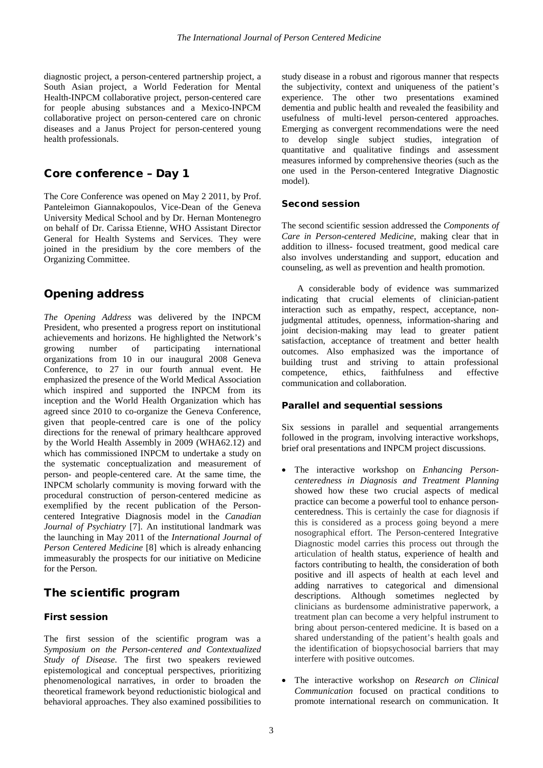diagnostic project, a person-centered partnership project, a South Asian project, a World Federation for Mental Health-INPCM collaborative project, person-centered care for people abusing substances and a Mexico-INPCM collaborative project on person-centered care on chronic diseases and a Janus Project for person-centered young health professionals.

## Core conference – Day 1

The Core Conference was opened on May 2 2011, by Prof. Panteleimon Giannakopoulos, Vice-Dean of the Geneva University Medical School and by Dr. Hernan Montenegro on behalf of Dr. Carissa Etienne, WHO Assistant Director General for Health Systems and Services. They were joined in the presidium by the core members of the Organizing Committee.

## Opening address

*The Opening Address* was delivered by the INPCM President, who presented a progress report on institutional achievements and horizons. He highlighted the Network's growing number of participating international organizations from 10 in our inaugural 2008 Geneva Conference, to 27 in our fourth annual event. He emphasized the presence of the World Medical Association which inspired and supported the INPCM from its inception and the World Health Organization which has agreed since 2010 to co-organize the Geneva Conference, given that people-centred care is one of the policy directions for the renewal of primary healthcare approved by the World Health Assembly in 2009 (WHA62.12) and which has commissioned INPCM to undertake a study on the systematic conceptualization and measurement of person- and people-centered care. At the same time, the INPCM scholarly community is moving forward with the procedural construction of person-centered medicine as exemplified by the recent publication of the Person-centered Integrative Diagnosis model in the *Canadian Journal of Psychiatry* [7]. An institutional landmark was the launching in May 2011 of the *International Journal of Person Centered Medicine* [8] which is already enhancing immeasurably the prospects for our initiative on Medicine for the Person.

## The scientific program

### First session

The first session of the scientific program was a *Symposium on the Person-centered and Contextualized Study of Disease*. The first two speakers reviewed epistemological and conceptual perspectives, prioritizing phenomenological narratives, in order to broaden the theoretical framework beyond reductionistic biological and behavioral approaches. They also examined possibilities to study disease in a robust and rigorous manner that respects the subjectivity, context and uniqueness of the patient's experience. The other two presentations examined dementia and public health and revealed the feasibility and usefulness of multi-level person-centered approaches. Emerging as convergent recommendations were the need to develop single subject studies, integration of quantitative and qualitative findings and assessment measures informed by comprehensive theories (such as the one used in the Person-centered Integrative Diagnostic model).

### Second session

The second scientific session addressed the *Components of Care in Person-centered Medicine*, making clear that in addition to illness- focused treatment, good medical care also involves understanding and support, education and counseling, as well as prevention and health promotion.

A considerable body of evidence was summarized indicating that crucial elements of clinician-patient interaction such as empathy, respect, acceptance, non-judgmental attitudes, openness, information-sharing and joint decision-making may lead to greater patient satisfaction, acceptance of treatment and better health outcomes. Also emphasized was the importance of building trust and striving to attain professional competence, ethics, faithfulness and effective communication and collaboration.

### Parallel and sequential sessions

Six sessions in parallel and sequential arrangements followed in the program, involving interactive workshops, brief oral presentations and INPCM project discussions.

- The interactive workshop on *Enhancing Person-centeredness in Diagnosis and Treatment Planning* showed how these two crucial aspects of medical practice can become a powerful tool to enhance person-centeredness. This is certainly the case for diagnosis if this is considered as a process going beyond a mere nosographical effort. The Person-centered Integrative Diagnostic model carries this process out through the articulation of health status, experience of health and factors contributing to health, the consideration of both positive and ill aspects of health at each level and adding narratives to categorical and dimensional descriptions. Although sometimes neglected by clinicians as burdensome administrative paperwork, a treatment plan can become a very helpful instrument to bring about person-centered medicine. It is based on a shared understanding of the patient's health goals and the identification of biopsychosocial barriers that may interfere with positive outcomes.
- The interactive workshop on *Research on Clinical Communication* focused on practical conditions to promote international research on communication. It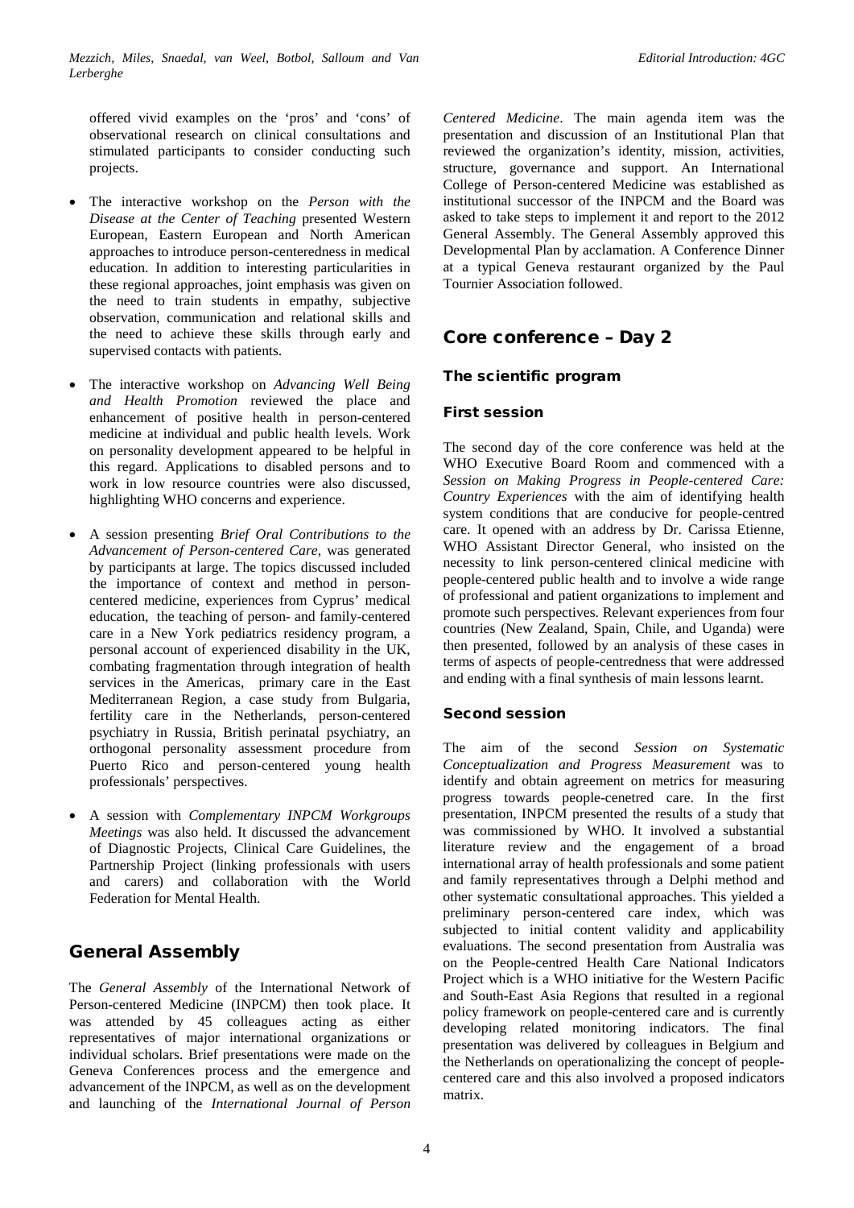offered vivid examples on the 'pros' and 'cons' of observational research on clinical consultations and stimulated participants to consider conducting such projects.

- The interactive workshop on the *Person with the Disease at the Center of Teaching* presented Western European, Eastern European and North American approaches to introduce person-centeredness in medical education. In addition to interesting particularities in these regional approaches, joint emphasis was given on the need to train students in empathy, subjective observation, communication and relational skills and the need to achieve these skills through early and supervised contacts with patients.

- The interactive workshop on *Advancing Well Being and Health Promotion* reviewed the place and enhancement of positive health in person-centered medicine at individual and public health levels. Work on personality development appeared to be helpful in this regard. Applications to disabled persons and to work in low resource countries were also discussed, highlighting WHO concerns and experience.

- A session presenting *Brief Oral Contributions to the Advancement of Person-centered Care*, was generated by participants at large. The topics discussed included the importance of context and method in person-centered medicine, experiences from Cyprus' medical education, the teaching of person- and family-centered care in a New York pediatrics residency program, a personal account of experienced disability in the UK, combating fragmentation through integration of health services in the Americas, primary care in the East Mediterranean Region, a case study from Bulgaria, fertility care in the Netherlands, person-centered psychiatry in Russia, British perinatal psychiatry, an orthogonal personality assessment procedure from Puerto Rico and person-centered young health professionals' perspectives.

- A session with *Complementary INPCM Workgroups Meetings* was also held. It discussed the advancement of Diagnostic Projects, Clinical Care Guidelines, the Partnership Project (linking professionals with users and carers) and collaboration with the World Federation for Mental Health.

## General Assembly

The *General Assembly* of the International Network of Person-centered Medicine (INPCM) then took place. It was attended by 45 colleagues acting as either representatives of major international organizations or individual scholars. Brief presentations were made on the Geneva Conferences process and the emergence and advancement of the INPCM, as well as on the development and launching of the *International Journal of Person Centered Medicine*. The main agenda item was the presentation and discussion of an Institutional Plan that reviewed the organization's identity, mission, activities, structure, governance and support. An International College of Person-centered Medicine was established as institutional successor of the INPCM and the Board was asked to take steps to implement it and report to the 2012 General Assembly. The General Assembly approved this Developmental Plan by acclamation. A Conference Dinner at a typical Geneva restaurant organized by the Paul Tournier Association followed.

## Core conference – Day 2

### The scientific program

### First session

The second day of the core conference was held at the WHO Executive Board Room and commenced with a *Session on Making Progress in People-centered Care: Country Experiences* with the aim of identifying health system conditions that are conducive for people-centred care. It opened with an address by Dr. Carissa Etienne, WHO Assistant Director General, who insisted on the necessity to link person-centered clinical medicine with people-centered public health and to involve a wide range of professional and patient organizations to implement and promote such perspectives. Relevant experiences from four countries (New Zealand, Spain, Chile, and Uganda) were then presented, followed by an analysis of these cases in terms of aspects of people-centredness that were addressed and ending with a final synthesis of main lessons learnt.

### Second session

The aim of the second *Session on Systematic Conceptualization and Progress Measurement* was to identify and obtain agreement on metrics for measuring progress towards people-cenetred care. In the first presentation, INPCM presented the results of a study that was commissioned by WHO. It involved a substantial literature review and the engagement of a broad international array of health professionals and some patient and family representatives through a Delphi method and other systematic consultational approaches. This yielded a preliminary person-centered care index, which was subjected to initial content validity and applicability evaluations. The second presentation from Australia was on the People-centred Health Care National Indicators Project which is a WHO initiative for the Western Pacific and South-East Asia Regions that resulted in a regional policy framework on people-centered care and is currently developing related monitoring indicators. The final presentation was delivered by colleagues in Belgium and the Netherlands on operationalizing the concept of people-centered care and this also involved a proposed indicators matrix.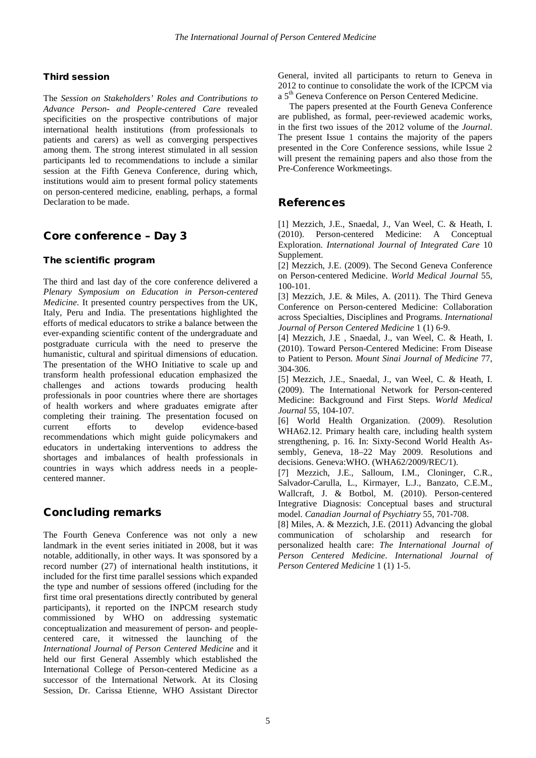### Third session

The *Session on Stakeholders' Roles and Contributions to Advance Person- and People-centered Care* revealed specificities on the prospective contributions of major international health institutions (from professionals to patients and carers) as well as converging perspectives among them. The strong interest stimulated in all session participants led to recommendations to include a similar session at the Fifth Geneva Conference, during which, institutions would aim to present formal policy statements on person-centered medicine, enabling, perhaps, a formal Declaration to be made.

## Core conference – Day 3

### The scientific program

The third and last day of the core conference delivered a *Plenary Symposium on Education in Person-centered Medicine*. It presented country perspectives from the UK, Italy, Peru and India. The presentations highlighted the efforts of medical educators to strike a balance between the ever-expanding scientific content of the undergraduate and postgraduate curricula with the need to preserve the humanistic, cultural and spiritual dimensions of education. The presentation of the WHO Initiative to scale up and transform health professional education emphasized the challenges and actions towards producing health professionals in poor countries where there are shortages of health workers and where graduates emigrate after completing their training. The presentation focused on current efforts to develop evidence-based recommendations which might guide policymakers and educators in undertaking interventions to address the shortages and imbalances of health professionals in countries in ways which address needs in a people-centered manner.

## Concluding remarks

The Fourth Geneva Conference was not only a new landmark in the event series initiated in 2008, but it was notable, additionally, in other ways. It was sponsored by a record number (27) of international health institutions, it included for the first time parallel sessions which expanded the type and number of sessions offered (including for the first time oral presentations directly contributed by general participants), it reported on the INPCM research study commissioned by WHO on addressing systematic conceptualization and measurement of person- and people-centered care, it witnessed the launching of the *International Journal of Person Centered Medicine* and it held our first General Assembly which established the International College of Person-centered Medicine as a successor of the International Network. At its Closing Session, Dr. Carissa Etienne, WHO Assistant Director General, invited all participants to return to Geneva in 2012 to continue to consolidate the work of the ICPCM via a 5th Geneva Conference on Person Centered Medicine.

The papers presented at the Fourth Geneva Conference are published, as formal, peer-reviewed academic works, in the first two issues of the 2012 volume of the *Journal*. The present Issue 1 contains the majority of the papers presented in the Core Conference sessions, while Issue 2 will present the remaining papers and also those from the Pre-Conference Workmeetings.

## References

[1] Mezzich, J.E., Snaedal, J., Van Weel, C. & Heath, I. (2010). Person-centered Medicine: A Conceptual Exploration. *International Journal of Integrated Care* 10 Supplement.

[2] Mezzich, J.E. (2009). The Second Geneva Conference on Person-centered Medicine. *World Medical Journal* 55, 100-101.

[3] Mezzich, J.E. & Miles, A. (2011). The Third Geneva Conference on Person-centered Medicine: Collaboration across Specialties, Disciplines and Programs. *International Journal of Person Centered Medicine* 1 (1) 6-9.

[4] Mezzich, J.E , Snaedal, J., van Weel, C. & Heath, I. (2010). Toward Person-Centered Medicine: From Disease to Patient to Person. *Mount Sinai Journal of Medicine* 77, 304-306.

[5] Mezzich, J.E., Snaedal, J., van Weel, C. & Heath, I. (2009). The International Network for Person-centered Medicine: Background and First Steps. *World Medical Journal* 55, 104-107.

[6] World Health Organization. (2009). Resolution WHA62.12. Primary health care, including health system strengthening, p. 16. In: Sixty-Second World Health Assembly, Geneva, 18–22 May 2009. Resolutions and decisions. Geneva:WHO. (WHA62/2009/REC/1).

[7] Mezzich, J.E., Salloum, I.M., Cloninger, C.R., Salvador-Carulla, L., Kirmayer, L.J., Banzato, C.E.M., Wallcraft, J. & Botbol, M. (2010). Person-centered Integrative Diagnosis: Conceptual bases and structural model. *Canadian Journal of Psychiatry* 55, 701-708.

[8] Miles, A. & Mezzich, J.E. (2011) Advancing the global communication of scholarship and research for personalized health care: *The International Journal of Person Centered Medicine*. *International Journal of Person Centered Medicine* 1 (1) 1-5.